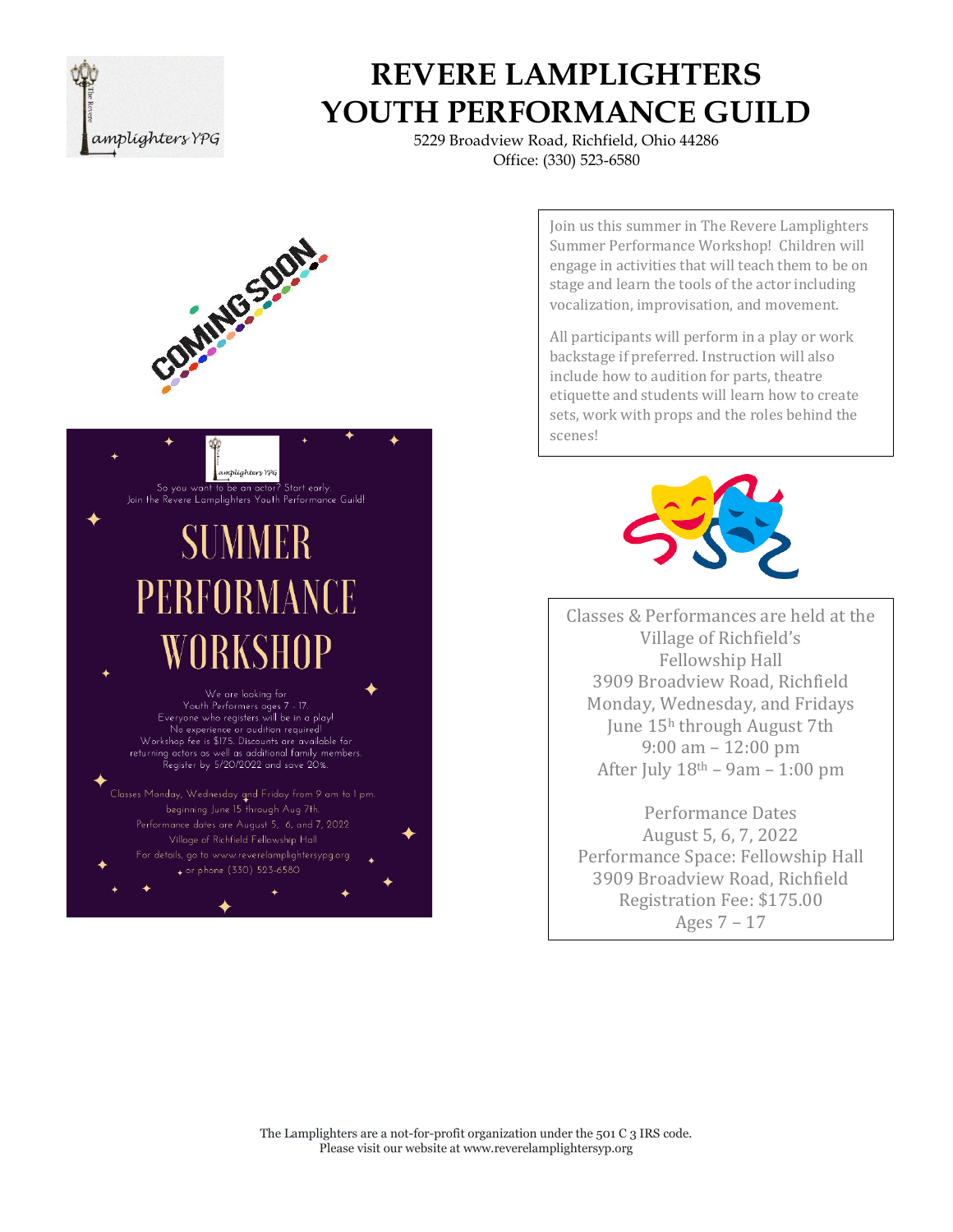# REVERE LAMPLIGHTERS YOUTH PERFORMANCE GUILD

5229 Broadview Road, Richfield, Ohio 44286
Office: (330) 523-6580

COMING SOON

So you want to be an actor? Start early.
Join the Revere Lamplighters Youth Performance Guild!

## SUMMER PERFORMANCE WORKSHOP

We are looking for
Youth Performers ages 7 - 17.
Everyone who registers will be in a play!
No experience or audition required!
Workshop fee is $175. Discounts are available for returning actors as well as additional family members.
Register by 5/20/2022 and save 20%.

Classes Monday, Wednesday and Friday from 9 am to 1 pm.
beginning June 15 through Aug 7th.
Performance dates are August 5, 6, and 7, 2022
Village of Richfield Fellowship Hall
For details, go to www.reverelamplightersypg.org
or phone (330) 523-6580

Join us this summer in The Revere Lamplighters Summer Performance Workshop! Children will engage in activities that will teach them to be on stage and learn the tools of the actor including vocalization, improvisation, and movement.

All participants will perform in a play or work backstage if preferred. Instruction will also include how to audition for parts, theatre etiquette and students will learn how to create sets, work with props and the roles behind the scenes!

Classes & Performances are held at the
Village of Richfield's
Fellowship Hall
3909 Broadview Road, Richfield
Monday, Wednesday, and Fridays
June 15th through August 7th
9:00 am – 12:00 pm
After July 18th – 9am – 1:00 pm

Performance Dates
August 5, 6, 7, 2022
Performance Space: Fellowship Hall
3909 Broadview Road, Richfield
Registration Fee: $175.00
Ages 7 – 17

The Lamplighters are a not-for-profit organization under the 501 C 3 IRS code.
Please visit our website at www.reverelamplightersyp.org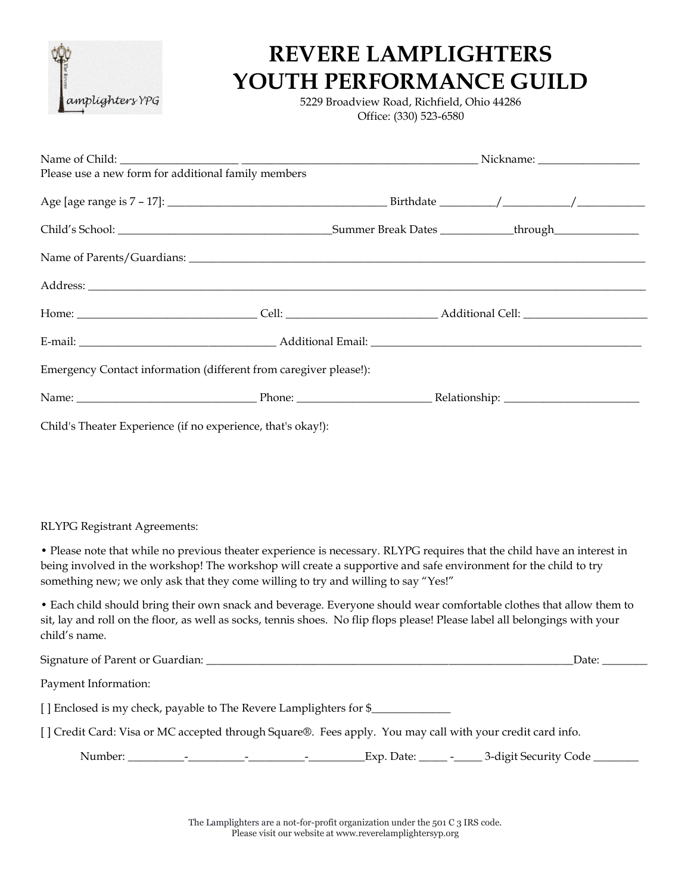# REVERE LAMPLIGHTERS
# YOUTH PERFORMANCE GUILD

5229 Broadview Road, Richfield, Ohio 44286
Office: (330) 523-6580

Name of Child: ____________________ ________________________________________ Nickname: _________________
Please use a new form for additional family members

Age [age range is 7 – 17]: ____________________________________ Birthdate _________/___________/___________

Child's School: ____________________________________Summer Break Dates ____________through_______________

Name of Parents/Guardians: ________________________________________________________________________________

Address: ______________________________________________________________________________________________

Home: _______________________________ Cell: __________________________ Additional Cell: ______________________

E-mail: __________________________________ Additional Email: _______________________________________________

Emergency Contact information (different from caregiver please!):

Name: _______________________________ Phone: _______________________ Relationship: _______________________

Child's Theater Experience (if no experience, that's okay!):

RLYPG Registrant Agreements:

• Please note that while no previous theater experience is necessary. RLYPG requires that the child have an interest in being involved in the workshop! The workshop will create a supportive and safe environment for the child to try something new; we only ask that they come willing to try and willing to say "Yes!"

• Each child should bring their own snack and beverage. Everyone should wear comfortable clothes that allow them to sit, lay and roll on the floor, as well as socks, tennis shoes. No flip flops please! Please label all belongings with your child's name.

Signature of Parent or Guardian: _______________________________________________________________Date: ________

Payment Information:

[ ] Enclosed is my check, payable to The Revere Lamplighters for $_____________

[ ] Credit Card: Visa or MC accepted through Square®. Fees apply. You may call with your credit card info.

Number: _________-_________-_________-_________Exp. Date: _____ -_____ 3-digit Security Code ________

The Lamplighters are a not-for-profit organization under the 501 C 3 IRS code.
Please visit our website at www.reverelamplightersyp.org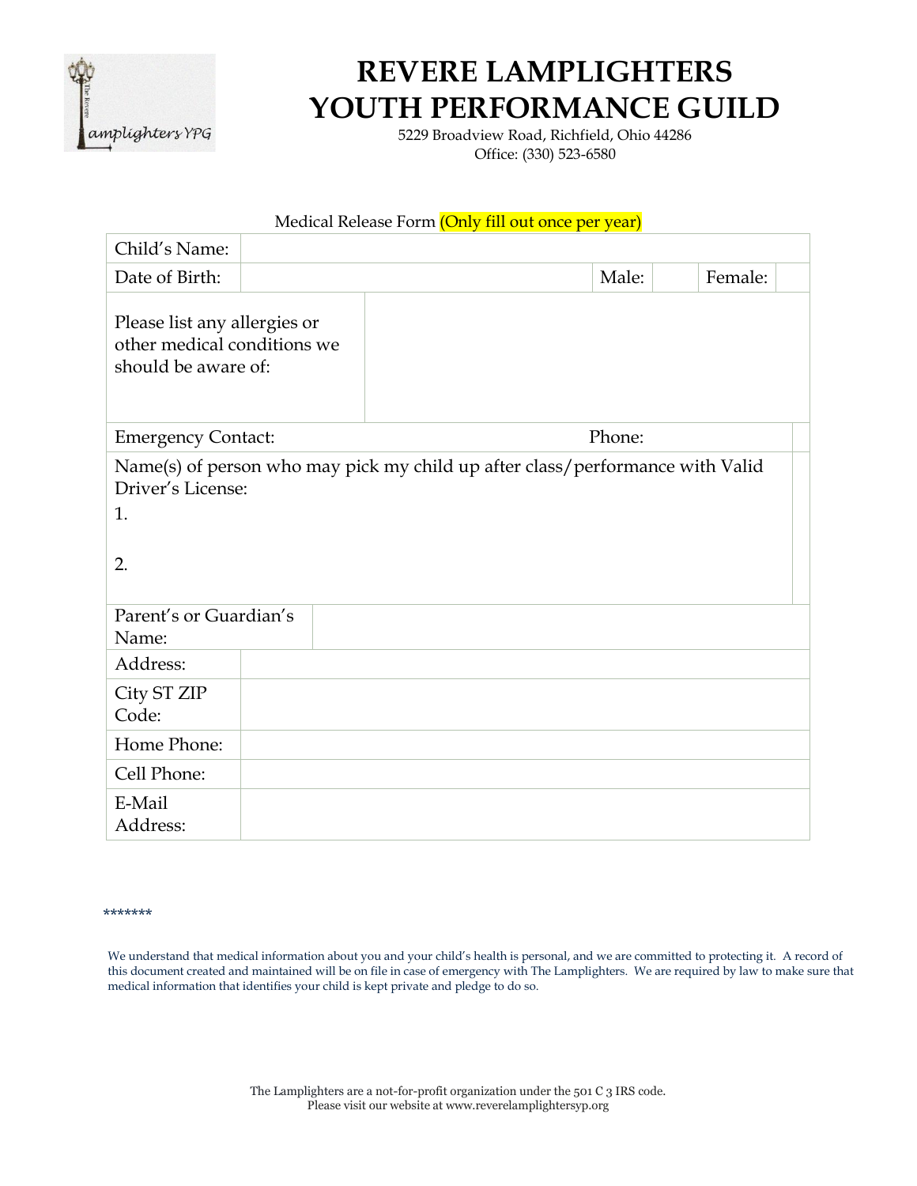# REVERE LAMPLIGHTERS
# YOUTH PERFORMANCE GUILD

5229 Broadview Road, Richfield, Ohio 44286
Office: (330) 523-6580

Medical Release Form (Only fill out once per year)

| Child's Name: | | | | | |
|---|---|---|---|---|---|
| Date of Birth: | | Male: | | Female: | |
| Please list any allergies or other medical conditions we should be aware of: | | | | | |
| Emergency Contact: | | Phone: | | | |
| Name(s) of person who may pick my child up after class/performance with Valid Driver's License:<br>1.<br><br>2. | | | | | |
| Parent's or Guardian's Name: | | | | | |
| Address: | | | | | |
| City ST ZIP Code: | | | | | |
| Home Phone: | | | | | |
| Cell Phone: | | | | | |
| E-Mail Address: | | | | | |

*******

We understand that medical information about you and your child's health is personal, and we are committed to protecting it. A record of this document created and maintained will be on file in case of emergency with The Lamplighters. We are required by law to make sure that medical information that identifies your child is kept private and pledge to do so.

The Lamplighters are a not-for-profit organization under the 501 C 3 IRS code.
Please visit our website at www.reverelamplightersyp.org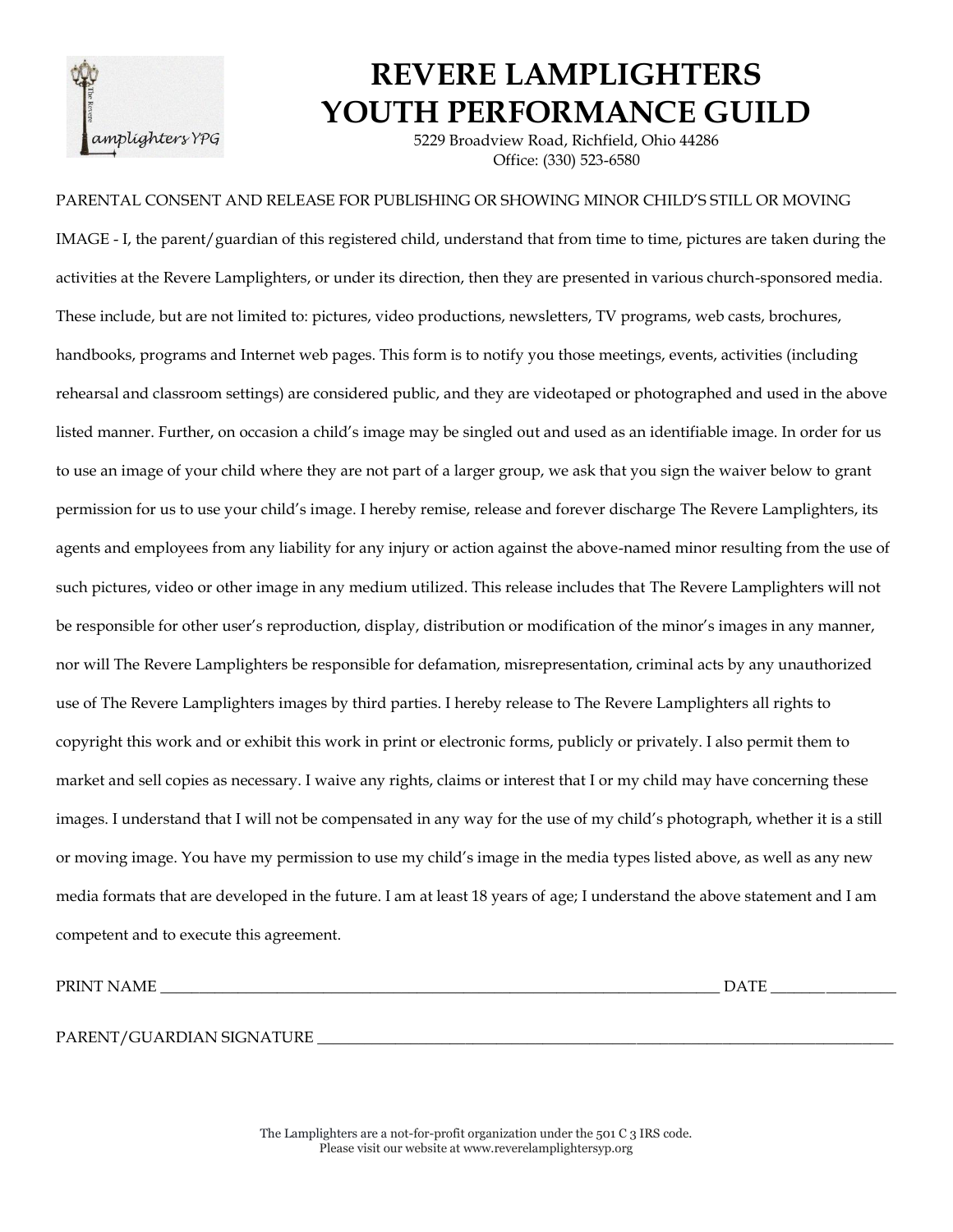# REVERE LAMPLIGHTERS
# YOUTH PERFORMANCE GUILD

5229 Broadview Road, Richfield, Ohio 44286
Office: (330) 523-6580

PARENTAL CONSENT AND RELEASE FOR PUBLISHING OR SHOWING MINOR CHILD'S STILL OR MOVING IMAGE - I, the parent/guardian of this registered child, understand that from time to time, pictures are taken during the activities at the Revere Lamplighters, or under its direction, then they are presented in various church-sponsored media. These include, but are not limited to: pictures, video productions, newsletters, TV programs, web casts, brochures, handbooks, programs and Internet web pages. This form is to notify you those meetings, events, activities (including rehearsal and classroom settings) are considered public, and they are videotaped or photographed and used in the above listed manner. Further, on occasion a child's image may be singled out and used as an identifiable image. In order for us to use an image of your child where they are not part of a larger group, we ask that you sign the waiver below to grant permission for us to use your child's image. I hereby remise, release and forever discharge The Revere Lamplighters, its agents and employees from any liability for any injury or action against the above-named minor resulting from the use of such pictures, video or other image in any medium utilized. This release includes that The Revere Lamplighters will not be responsible for other user's reproduction, display, distribution or modification of the minor's images in any manner, nor will The Revere Lamplighters be responsible for defamation, misrepresentation, criminal acts by any unauthorized use of The Revere Lamplighters images by third parties. I hereby release to The Revere Lamplighters all rights to copyright this work and or exhibit this work in print or electronic forms, publicly or privately. I also permit them to market and sell copies as necessary. I waive any rights, claims or interest that I or my child may have concerning these images. I understand that I will not be compensated in any way for the use of my child's photograph, whether it is a still or moving image. You have my permission to use my child's image in the media types listed above, as well as any new media formats that are developed in the future. I am at least 18 years of age; I understand the above statement and I am competent and to execute this agreement.

PRINT NAME ______________________________________________________________ DATE _______________

PARENT/GUARDIAN SIGNATURE _________________________________________________________________

The Lamplighters are a not-for-profit organization under the 501 C 3 IRS code.
Please visit our website at www.reverelamplightersyp.org